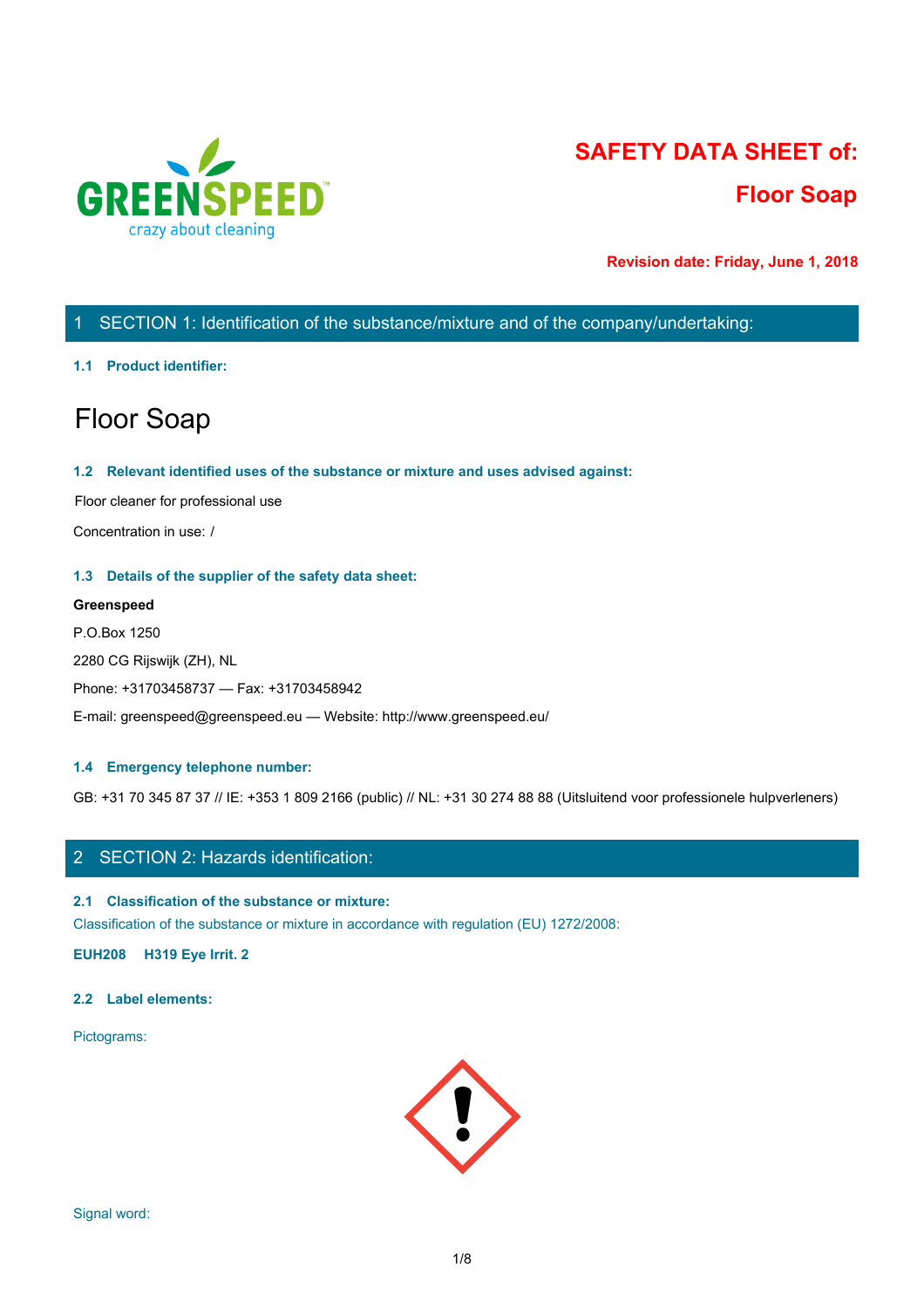# SAFETY DATA SHEET of:

# Floor Soap

**Revision date: Friday, June 1, 2018**

## 1 SECTION 1: Identification of the substance/mixture and of the company/undertaking:

### 1.1 Product identifier:

# Floor Soap

### 1.2 Relevant identified uses of the substance or mixture and uses advised against:

Floor cleaner for professional use

Concentration in use: /

### 1.3 Details of the supplier of the safety data sheet:

**Greenspeed**

P.O.Box 1250

2280 CG Rijswijk (ZH), NL

Phone: +31703458737 — Fax: +31703458942

E-mail: greenspeed@greenspeed.eu — Website: http://www.greenspeed.eu/

### 1.4 Emergency telephone number:

GB: +31 70 345 87 37 // IE: +353 1 809 2166 (public) // NL: +31 30 274 88 88 (Uitsluitend voor professionele hulpverleners)

## 2 SECTION 2: Hazards identification:

### 2.1 Classification of the substance or mixture:

Classification of the substance or mixture in accordance with regulation (EU) 1272/2008:

**EUH208 H319 Eye Irrit. 2**

### 2.2 Label elements:

Pictograms:

Signal word: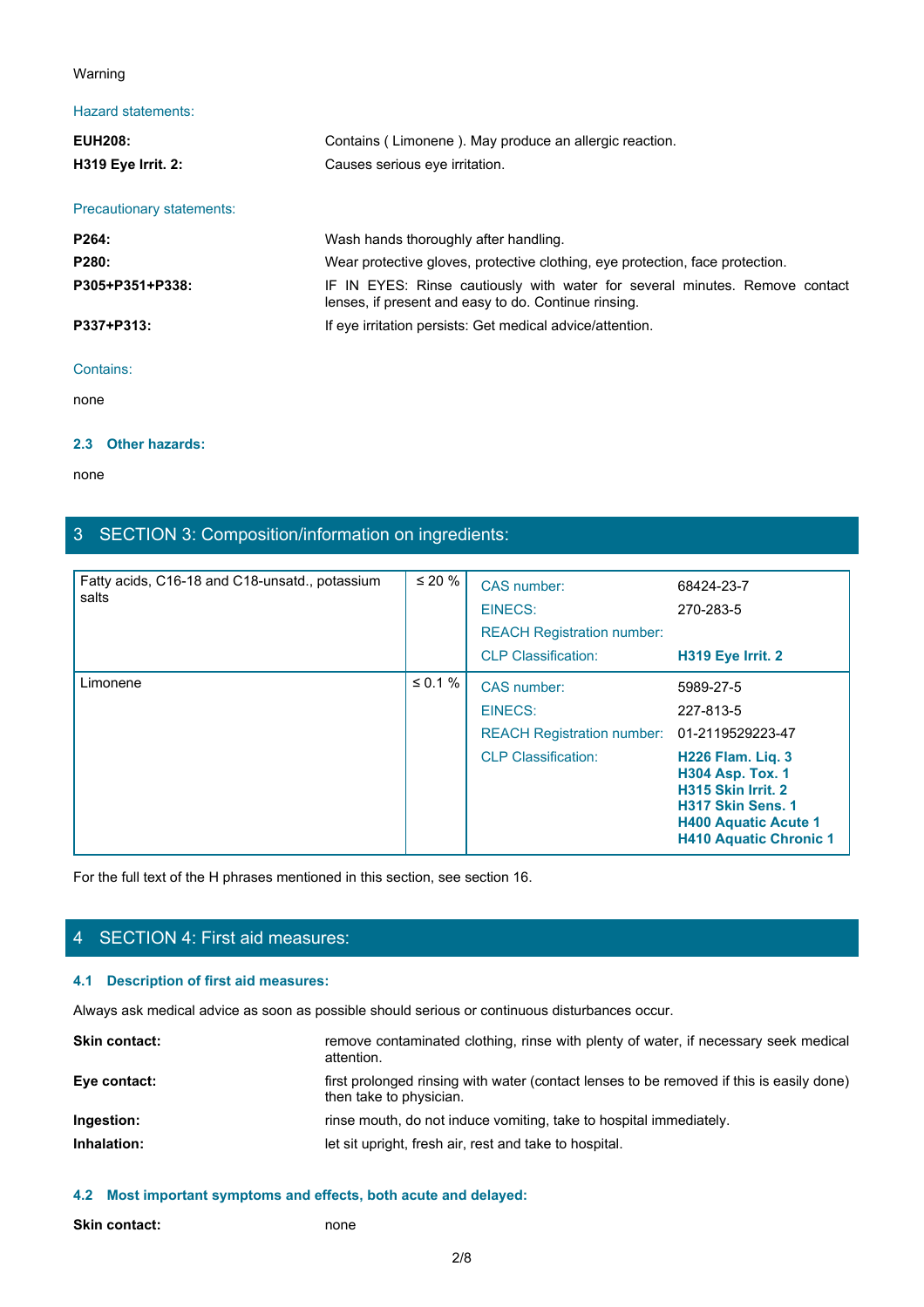Warning

Hazard statements:

| | |
|---|---|
| **EUH208:** | Contains ( Limonene ). May produce an allergic reaction. |
| **H319 Eye Irrit. 2:** | Causes serious eye irritation. |

Precautionary statements:

| | |
|---|---|
| **P264:** | Wash hands thoroughly after handling. |
| **P280:** | Wear protective gloves, protective clothing, eye protection, face protection. |
| **P305+P351+P338:** | IF IN EYES: Rinse cautiously with water for several minutes. Remove contact lenses, if present and easy to do. Continue rinsing. |
| **P337+P313:** | If eye irritation persists: Get medical advice/attention. |

Contains:

none

### 2.3 Other hazards:

none

## 3 SECTION 3: Composition/information on ingredients:

| Ingredient | Concentration | Identifier | Value |
|---|---|---|---|
| Fatty acids, C16-18 and C18-unsatd., potassium salts | ≤ 20 % | CAS number: | 68424-23-7 |
| | | EINECS: | 270-283-5 |
| | | REACH Registration number: | |
| | | CLP Classification: | **H319 Eye Irrit. 2** |
| Limonene | ≤ 0.1 % | CAS number: | 5989-27-5 |
| | | EINECS: | 227-813-5 |
| | | REACH Registration number: | 01-2119529223-47 |
| | | CLP Classification: | **H226 Flam. Liq. 3**<br>**H304 Asp. Tox. 1**<br>**H315 Skin Irrit. 2**<br>**H317 Skin Sens. 1**<br>**H400 Aquatic Acute 1**<br>**H410 Aquatic Chronic 1** |

For the full text of the H phrases mentioned in this section, see section 16.

## 4 SECTION 4: First aid measures:

### 4.1 Description of first aid measures:

Always ask medical advice as soon as possible should serious or continuous disturbances occur.

| | |
|---|---|
| **Skin contact:** | remove contaminated clothing, rinse with plenty of water, if necessary seek medical attention. |
| **Eye contact:** | first prolonged rinsing with water (contact lenses to be removed if this is easily done) then take to physician. |
| **Ingestion:** | rinse mouth, do not induce vomiting, take to hospital immediately. |
| **Inhalation:** | let sit upright, fresh air, rest and take to hospital. |

### 4.2 Most important symptoms and effects, both acute and delayed:

| | |
|---|---|
| **Skin contact:** | none |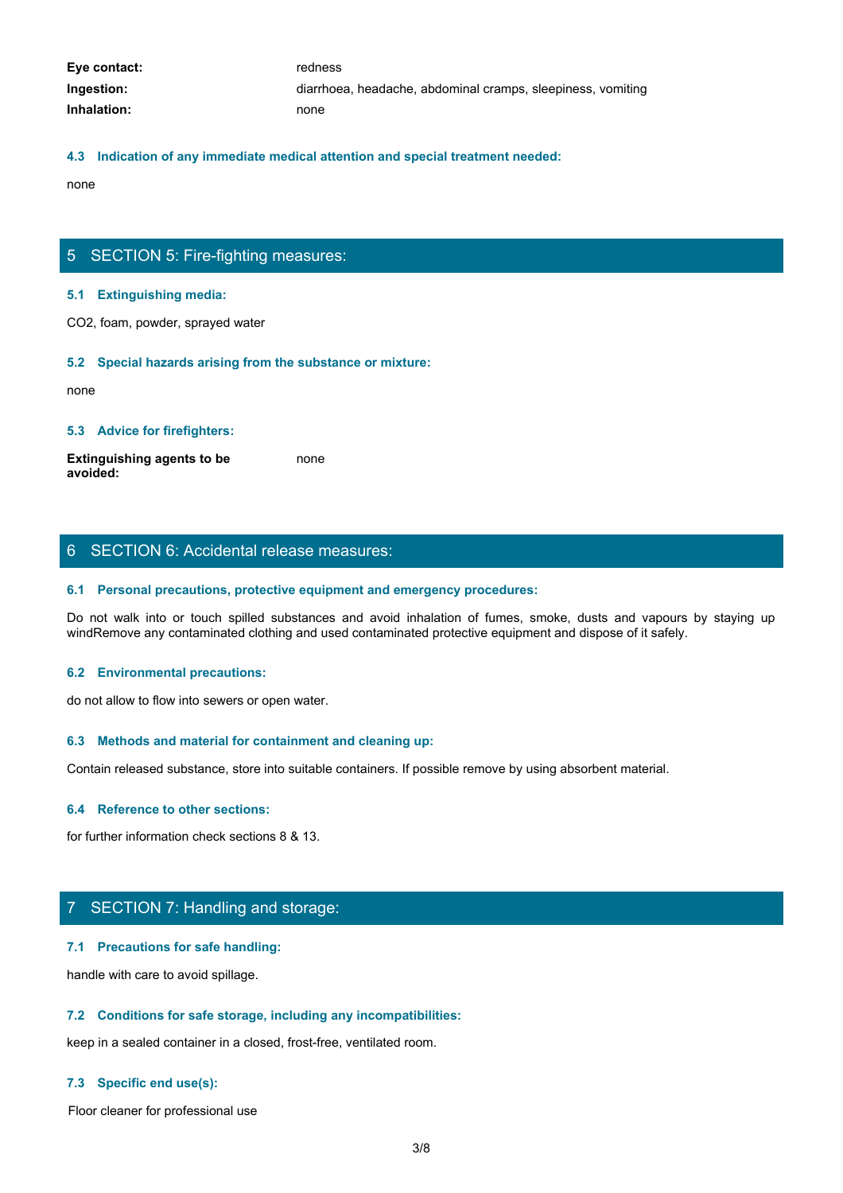| | |
|---|---|
| **Eye contact:** | redness |
| **Ingestion:** | diarrhoea, headache, abdominal cramps, sleepiness, vomiting |
| **Inhalation:** | none |

### 4.3 Indication of any immediate medical attention and special treatment needed:

none

## 5 SECTION 5: Fire-fighting measures:

### 5.1 Extinguishing media:

$CO_2$, foam, powder, sprayed water

### 5.2 Special hazards arising from the substance or mixture:

none

### 5.3 Advice for firefighters:

| | |
|---|---|
| **Extinguishing agents to be avoided:** | none |

## 6 SECTION 6: Accidental release measures:

### 6.1 Personal precautions, protective equipment and emergency procedures:

Do not walk into or touch spilled substances and avoid inhalation of fumes, smoke, dusts and vapours by staying up windRemove any contaminated clothing and used contaminated protective equipment and dispose of it safely.

### 6.2 Environmental precautions:

do not allow to flow into sewers or open water.

### 6.3 Methods and material for containment and cleaning up:

Contain released substance, store into suitable containers. If possible remove by using absorbent material.

### 6.4 Reference to other sections:

for further information check sections 8 & 13.

## 7 SECTION 7: Handling and storage:

### 7.1 Precautions for safe handling:

handle with care to avoid spillage.

### 7.2 Conditions for safe storage, including any incompatibilities:

keep in a sealed container in a closed, frost-free, ventilated room.

### 7.3 Specific end use(s):

Floor cleaner for professional use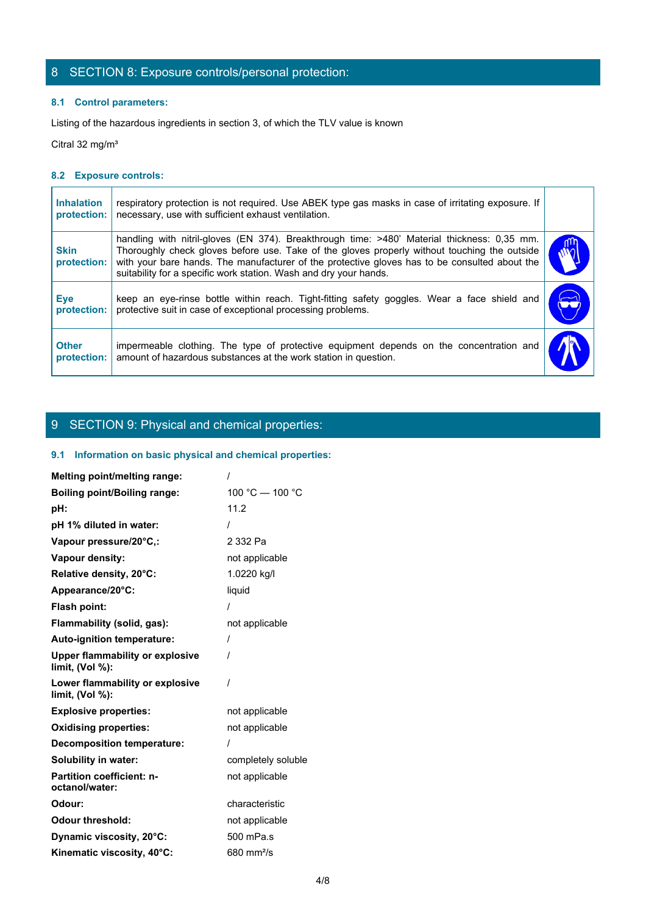# 8 SECTION 8: Exposure controls/personal protection:

## 8.1 Control parameters:

Listing of the hazardous ingredients in section 3, of which the TLV value is known

Citral 32 mg/m³

## 8.2 Exposure controls:

| | | |
|---|---|---|
| **Inhalation protection:** | respiratory protection is not required. Use ABEK type gas masks in case of irritating exposure. If necessary, use with sufficient exhaust ventilation. | |
| **Skin protection:** | handling with nitril-gloves (EN 374). Breakthrough time: >480' Material thickness: 0,35 mm. Thoroughly check gloves before use. Take of the gloves properly without touching the outside with your bare hands. The manufacturer of the protective gloves has to be consulted about the suitability for a specific work station. Wash and dry your hands. | |
| **Eye protection:** | keep an eye-rinse bottle within reach. Tight-fitting safety goggles. Wear a face shield and protective suit in case of exceptional processing problems. | |
| **Other protection:** | impermeable clothing. The type of protective equipment depends on the concentration and amount of hazardous substances at the work station in question. | |

# 9 SECTION 9: Physical and chemical properties:

## 9.1 Information on basic physical and chemical properties:

| | |
|---|---|
| **Melting point/melting range:** | / |
| **Boiling point/Boiling range:** | 100 °C — 100 °C |
| **pH:** | 11.2 |
| **pH 1% diluted in water:** | / |
| **Vapour pressure/20°C,:** | 2 332 Pa |
| **Vapour density:** | not applicable |
| **Relative density, 20°C:** | 1.0220 kg/l |
| **Appearance/20°C:** | liquid |
| **Flash point:** | / |
| **Flammability (solid, gas):** | not applicable |
| **Auto-ignition temperature:** | / |
| **Upper flammability or explosive limit, (Vol %):** | / |
| **Lower flammability or explosive limit, (Vol %):** | / |
| **Explosive properties:** | not applicable |
| **Oxidising properties:** | not applicable |
| **Decomposition temperature:** | / |
| **Solubility in water:** | completely soluble |
| **Partition coefficient: n-octanol/water:** | not applicable |
| **Odour:** | characteristic |
| **Odour threshold:** | not applicable |
| **Dynamic viscosity, 20°C:** | 500 mPa.s |
| **Kinematic viscosity, 40°C:** | 680 mm²/s |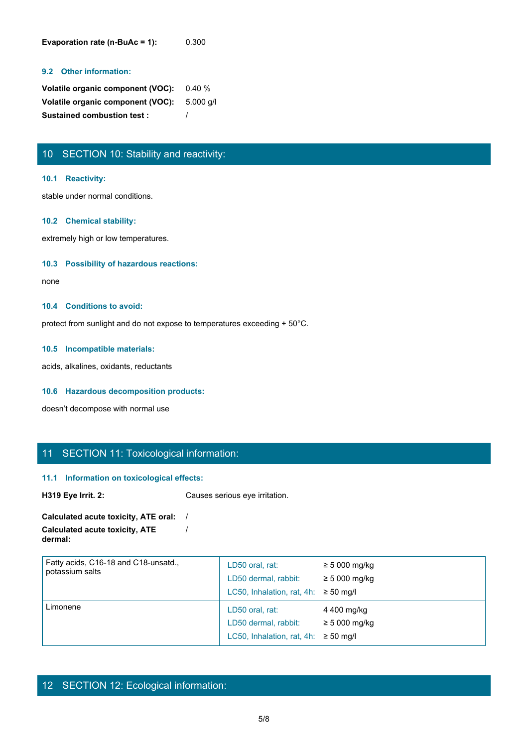**Evaporation rate (n-BuAc = 1):** 0.300

### 9.2 Other information:

**Volatile organic component (VOC):** 0.40 %
**Volatile organic component (VOC):** 5.000 g/l
**Sustained combustion test :** /

## 10 SECTION 10: Stability and reactivity:

### 10.1 Reactivity:

stable under normal conditions.

### 10.2 Chemical stability:

extremely high or low temperatures.

### 10.3 Possibility of hazardous reactions:

none

### 10.4 Conditions to avoid:

protect from sunlight and do not expose to temperatures exceeding + 50°C.

### 10.5 Incompatible materials:

acids, alkalines, oxidants, reductants

### 10.6 Hazardous decomposition products:

doesn't decompose with normal use

## 11 SECTION 11: Toxicological information:

### 11.1 Information on toxicological effects:

**H319 Eye Irrit. 2:** Causes serious eye irritation.

**Calculated acute toxicity, ATE oral:** /
**Calculated acute toxicity, ATE dermal:** /

| Substance | Test | Value |
|---|---|---|
| Fatty acids, C16-18 and C18-unsatd., potassium salts | LD50 oral, rat: | ≥ 5 000 mg/kg |
| | LD50 dermal, rabbit: | ≥ 5 000 mg/kg |
| | LC50, Inhalation, rat, 4h: | ≥ 50 mg/l |
| Limonene | LD50 oral, rat: | 4 400 mg/kg |
| | LD50 dermal, rabbit: | ≥ 5 000 mg/kg |
| | LC50, Inhalation, rat, 4h: | ≥ 50 mg/l |

## 12 SECTION 12: Ecological information: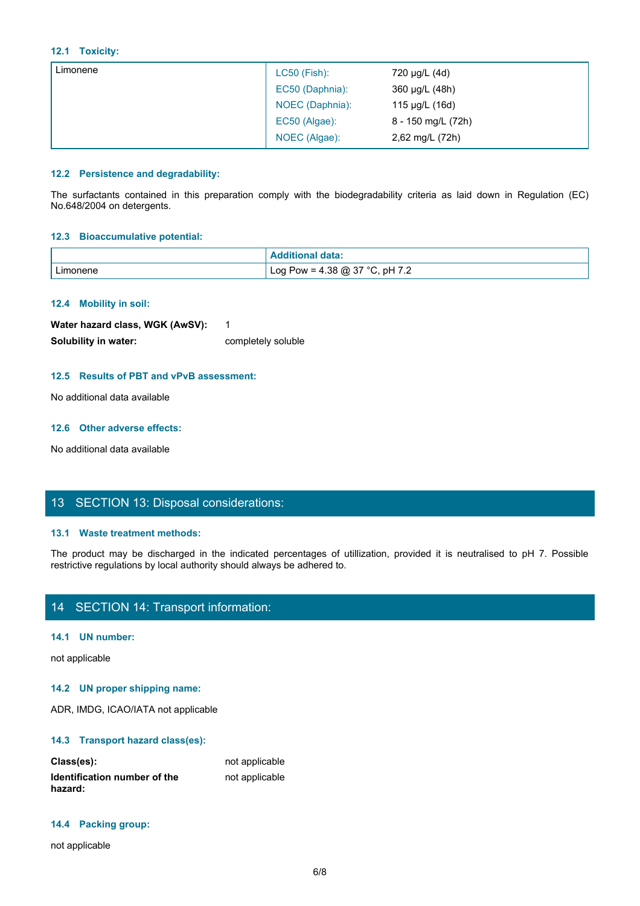### 12.1 Toxicity:

| | | |
|---|---|---|
| Limonene | LC50 (Fish): | 720 µg/L (4d) |
| | EC50 (Daphnia): | 360 µg/L (48h) |
| | NOEC (Daphnia): | 115 µg/L (16d) |
| | EC50 (Algae): | 8 - 150 mg/L (72h) |
| | NOEC (Algae): | 2,62 mg/L (72h) |

### 12.2 Persistence and degradability:

The surfactants contained in this preparation comply with the biodegradability criteria as laid down in Regulation (EC) No.648/2004 on detergents.

### 12.3 Bioaccumulative potential:

| | Additional data: |
|---|---|
| Limonene | Log Pow = 4.38 @ 37 °C, pH 7.2 |

### 12.4 Mobility in soil:

**Water hazard class, WGK (AwSV):** 1

**Solubility in water:** completely soluble

### 12.5 Results of PBT and vPvB assessment:

No additional data available

### 12.6 Other adverse effects:

No additional data available

## 13 SECTION 13: Disposal considerations:

### 13.1 Waste treatment methods:

The product may be discharged in the indicated percentages of utillization, provided it is neutralised to pH 7. Possible restrictive regulations by local authority should always be adhered to.

## 14 SECTION 14: Transport information:

### 14.1 UN number:

not applicable

### 14.2 UN proper shipping name:

ADR, IMDG, ICAO/IATA not applicable

### 14.3 Transport hazard class(es):

**Class(es):** not applicable

**Identification number of the hazard:** not applicable

### 14.4 Packing group:

not applicable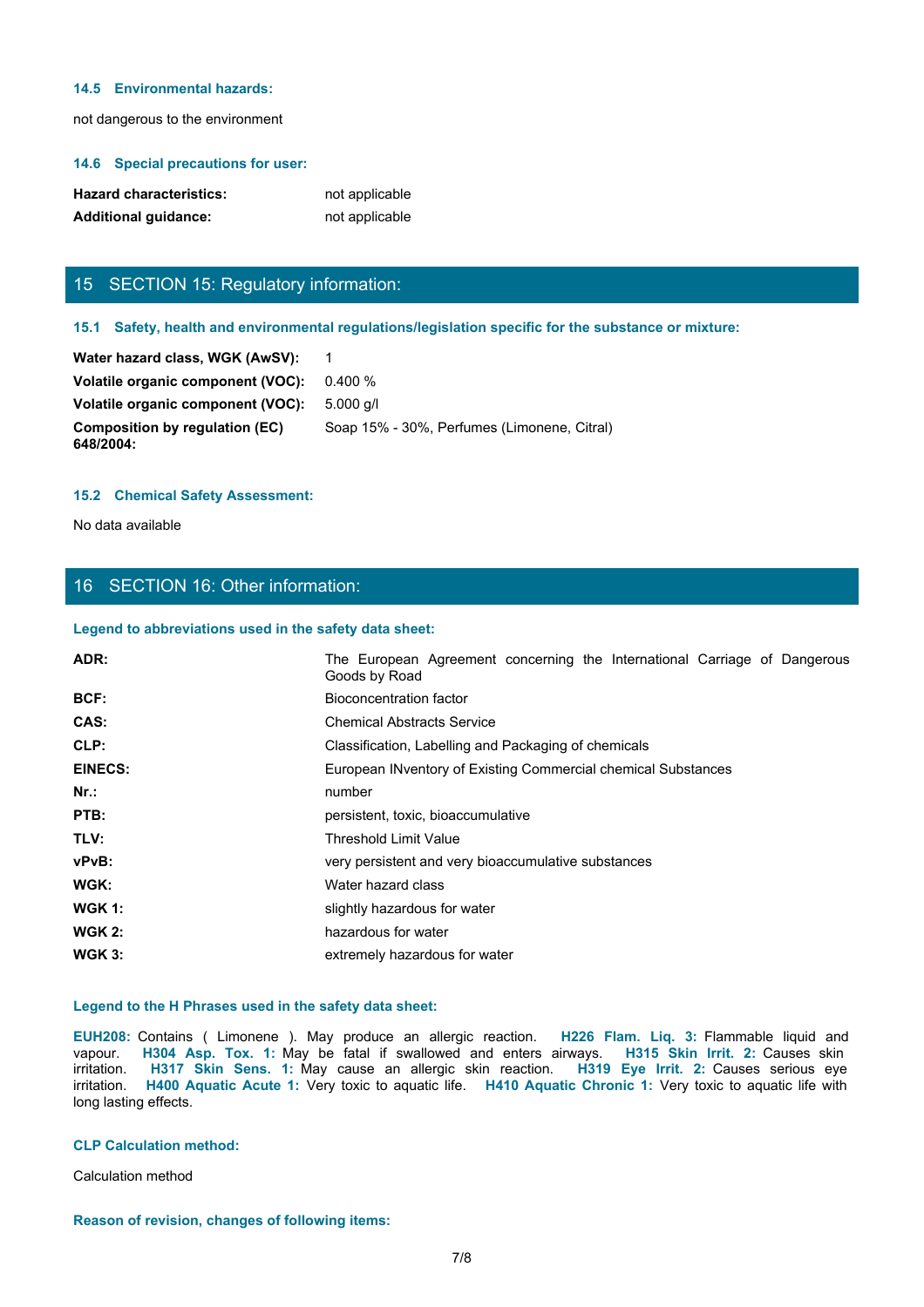### 14.5 Environmental hazards:

not dangerous to the environment

### 14.6 Special precautions for user:

| | |
|---|---|
| **Hazard characteristics:** | not applicable |
| **Additional guidance:** | not applicable |

## 15 SECTION 15: Regulatory information:

### 15.1 Safety, health and environmental regulations/legislation specific for the substance or mixture:

| | |
|---|---|
| **Water hazard class, WGK (AwSV):** | 1 |
| **Volatile organic component (VOC):** | 0.400 % |
| **Volatile organic component (VOC):** | 5.000 g/l |
| **Composition by regulation (EC) 648/2004:** | Soap 15% - 30%, Perfumes (Limonene, Citral) |

### 15.2 Chemical Safety Assessment:

No data available

## 16 SECTION 16: Other information:

### Legend to abbreviations used in the safety data sheet:

| | |
|---|---|
| **ADR:** | The European Agreement concerning the International Carriage of Dangerous Goods by Road |
| **BCF:** | Bioconcentration factor |
| **CAS:** | Chemical Abstracts Service |
| **CLP:** | Classification, Labelling and Packaging of chemicals |
| **EINECS:** | European INventory of Existing Commercial chemical Substances |
| **Nr.:** | number |
| **PTB:** | persistent, toxic, bioaccumulative |
| **TLV:** | Threshold Limit Value |
| **vPvB:** | very persistent and very bioaccumulative substances |
| **WGK:** | Water hazard class |
| **WGK 1:** | slightly hazardous for water |
| **WGK 2:** | hazardous for water |
| **WGK 3:** | extremely hazardous for water |

### Legend to the H Phrases used in the safety data sheet:

**EUH208:** Contains ( Limonene ). May produce an allergic reaction. **H226 Flam. Liq. 3:** Flammable liquid and vapour. **H304 Asp. Tox. 1:** May be fatal if swallowed and enters airways. **H315 Skin Irrit. 2:** Causes skin irritation. **H317 Skin Sens. 1:** May cause an allergic skin reaction. **H319 Eye Irrit. 2:** Causes serious eye irritation. **H400 Aquatic Acute 1:** Very toxic to aquatic life. **H410 Aquatic Chronic 1:** Very toxic to aquatic life with long lasting effects.

### CLP Calculation method:

Calculation method

### Reason of revision, changes of following items: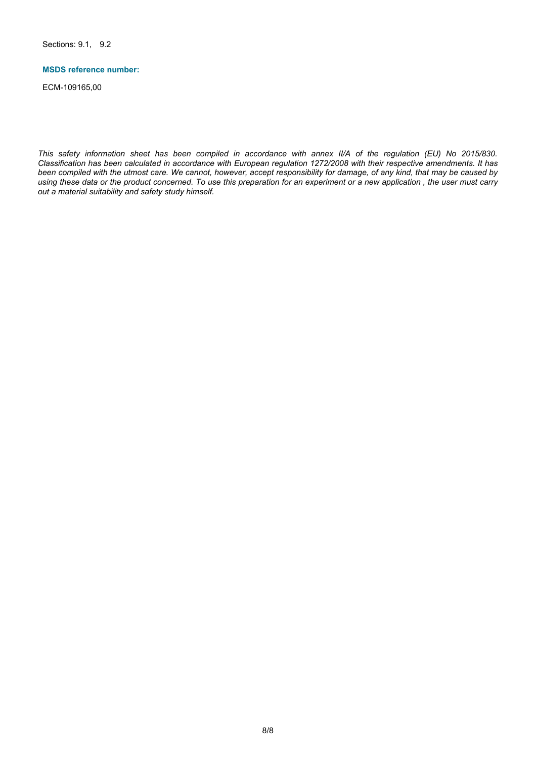Sections: 9.1, 9.2

**MSDS reference number:**

ECM-109165,00

*This safety information sheet has been compiled in accordance with annex II/A of the regulation (EU) No 2015/830. Classification has been calculated in accordance with European regulation 1272/2008 with their respective amendments. It has been compiled with the utmost care. We cannot, however, accept responsibility for damage, of any kind, that may be caused by using these data or the product concerned. To use this preparation for an experiment or a new application , the user must carry out a material suitability and safety study himself.*